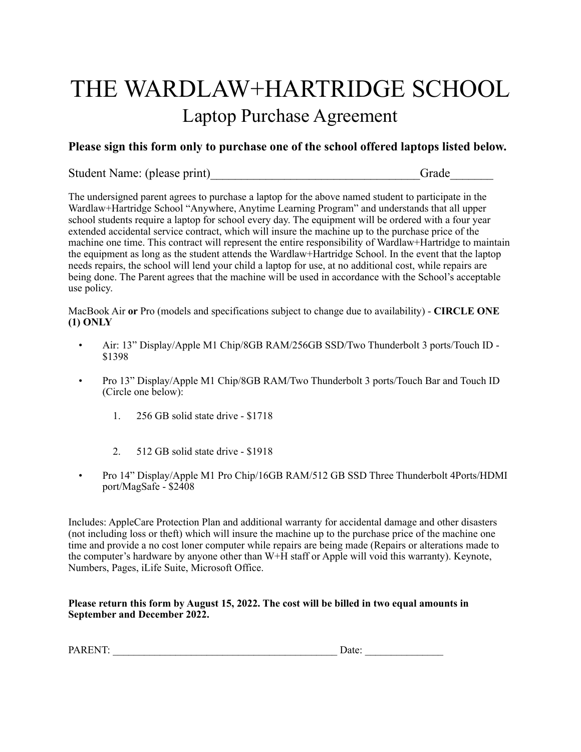# THE WARDLAW+HARTRIDGE SCHOOL

## Laptop Purchase Agreement

**Please sign this form only to purchase one of the school offered laptops listed below.**

Student Name: (please print)__________________________________Grade_______

The undersigned parent agrees to purchase a laptop for the above named student to participate in the Wardlaw+Hartridge School "Anywhere, Anytime Learning Program" and understands that all upper school students require a laptop for school every day. The equipment will be ordered with a four year extended accidental service contract, which will insure the machine up to the purchase price of the machine one time. This contract will represent the entire responsibility of Wardlaw+Hartridge to maintain the equipment as long as the student attends the Wardlaw+Hartridge School. In the event that the laptop needs repairs, the school will lend your child a laptop for use, at no additional cost, while repairs are being done. The Parent agrees that the machine will be used in accordance with the School's acceptable use policy.

MacBook Air **or** Pro (models and specifications subject to change due to availability) - **CIRCLE ONE (1) ONLY**

- Air: 13" Display/Apple M1 Chip/8GB RAM/256GB SSD/Two Thunderbolt 3 ports/Touch ID - $1398
- Pro 13" Display/Apple M1 Chip/8GB RAM/Two Thunderbolt 3 ports/Touch Bar and Touch ID (Circle one below):
    1. 256 GB solid state drive - $1718
    2. 512 GB solid state drive - $1918
- Pro 14" Display/Apple M1 Pro Chip/16GB RAM/512 GB SSD Three Thunderbolt 4Ports/HDMI port/MagSafe - $2408

Includes: AppleCare Protection Plan and additional warranty for accidental damage and other disasters (not including loss or theft) which will insure the machine up to the purchase price of the machine one time and provide a no cost loner computer while repairs are being made (Repairs or alterations made to the computer's hardware by anyone other than W+H staff or Apple will void this warranty). Keynote, Numbers, Pages, iLife Suite, Microsoft Office.

**Please return this form by August 15, 2022. The cost will be billed in two equal amounts in September and December 2022.**

PARENT: ____________________________________________ Date: _______________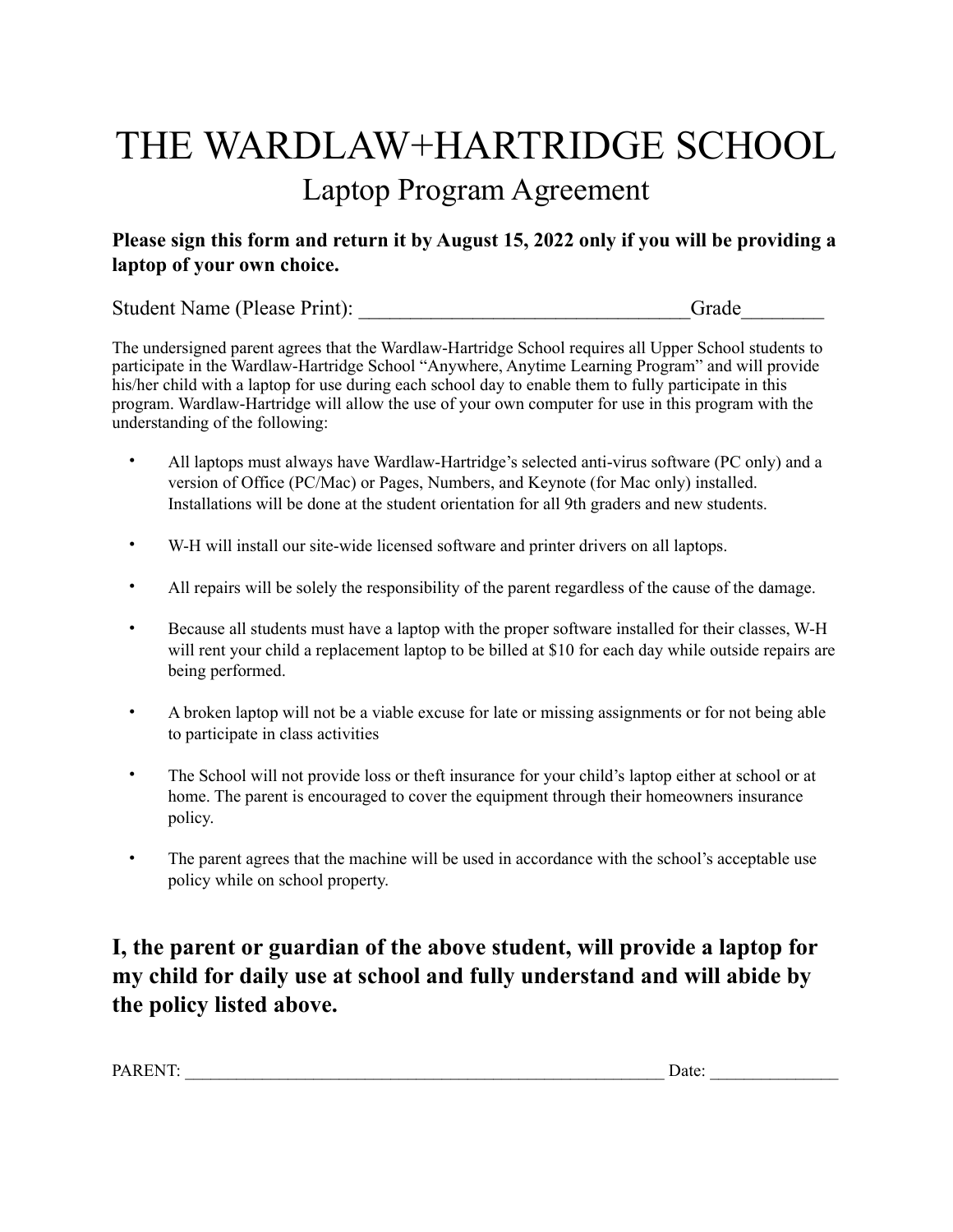# THE WARDLAW+HARTRIDGE SCHOOL

## Laptop Program Agreement

**Please sign this form and return it by August 15, 2022 only if you will be providing a laptop of your own choice.**

Student Name (Please Print): ________________________________Grade________

The undersigned parent agrees that the Wardlaw-Hartridge School requires all Upper School students to participate in the Wardlaw-Hartridge School "Anywhere, Anytime Learning Program" and will provide his/her child with a laptop for use during each school day to enable them to fully participate in this program. Wardlaw-Hartridge will allow the use of your own computer for use in this program with the understanding of the following:

- All laptops must always have Wardlaw-Hartridge's selected anti-virus software (PC only) and a version of Office (PC/Mac) or Pages, Numbers, and Keynote (for Mac only) installed. Installations will be done at the student orientation for all 9th graders and new students.
- W-H will install our site-wide licensed software and printer drivers on all laptops.
- All repairs will be solely the responsibility of the parent regardless of the cause of the damage.
- Because all students must have a laptop with the proper software installed for their classes, W-H will rent your child a replacement laptop to be billed at $10 for each day while outside repairs are being performed.
- A broken laptop will not be a viable excuse for late or missing assignments or for not being able to participate in class activities
- The School will not provide loss or theft insurance for your child's laptop either at school or at home. The parent is encouraged to cover the equipment through their homeowners insurance policy.
- The parent agrees that the machine will be used in accordance with the school's acceptable use policy while on school property.

**I, the parent or guardian of the above student, will provide a laptop for my child for daily use at school and fully understand and will abide by the policy listed above.**

PARENT: __________________________________________________________ Date: _______________